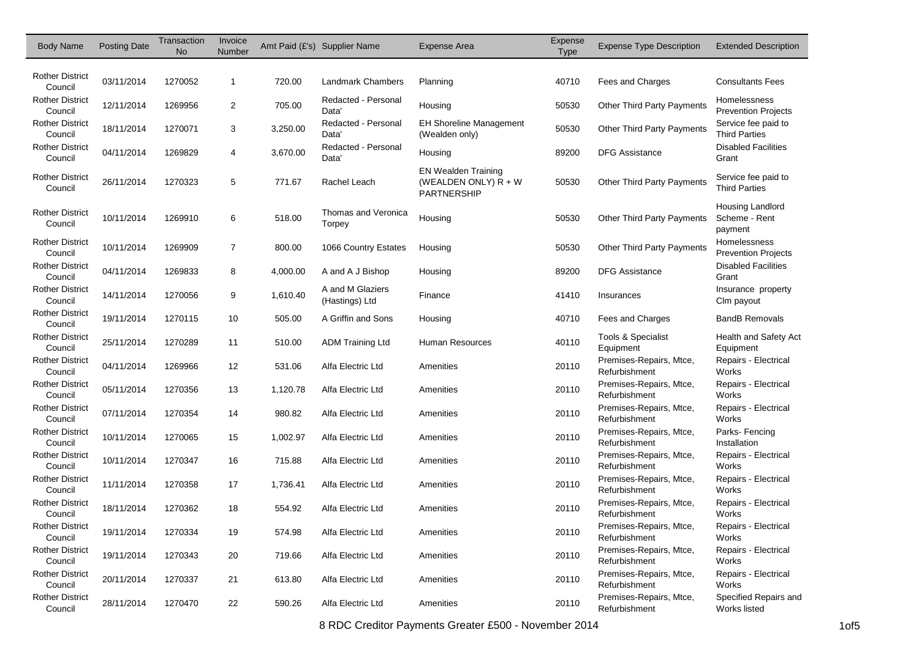| Body Name | Posting Date | Transaction No | Invoice Number | Amt Paid (£'s) | Supplier Name | Expense Area | Expense Type | Expense Type Description | Extended Description |
|---|---|---|---|---|---|---|---|---|---|
| Rother District Council | 03/11/2014 | 1270052 | 1 | 720.00 | Landmark Chambers | Planning | 40710 | Fees and Charges | Consultants Fees |
| Rother District Council | 12/11/2014 | 1269956 | 2 | 705.00 | Redacted - Personal Data' | Housing | 50530 | Other Third Party Payments | Homelessness Prevention Projects |
| Rother District Council | 18/11/2014 | 1270071 | 3 | 3,250.00 | Redacted - Personal Data' | EH Shoreline Management (Wealden only) | 50530 | Other Third Party Payments | Service fee paid to Third Parties |
| Rother District Council | 04/11/2014 | 1269829 | 4 | 3,670.00 | Redacted - Personal Data' | Housing | 89200 | DFG Assistance | Disabled Facilities Grant |
| Rother District Council | 26/11/2014 | 1270323 | 5 | 771.67 | Rachel Leach | EN Wealden Training (WEALDEN ONLY) R + W PARTNERSHIP | 50530 | Other Third Party Payments | Service fee paid to Third Parties |
| Rother District Council | 10/11/2014 | 1269910 | 6 | 518.00 | Thomas and Veronica Torpey | Housing | 50530 | Other Third Party Payments | Housing Landlord Scheme - Rent payment |
| Rother District Council | 10/11/2014 | 1269909 | 7 | 800.00 | 1066 Country Estates | Housing | 50530 | Other Third Party Payments | Homelessness Prevention Projects |
| Rother District Council | 04/11/2014 | 1269833 | 8 | 4,000.00 | A and A J Bishop | Housing | 89200 | DFG Assistance | Disabled Facilities Grant |
| Rother District Council | 14/11/2014 | 1270056 | 9 | 1,610.40 | A and M Glaziers (Hastings) Ltd | Finance | 41410 | Insurances | Insurance property Clm payout |
| Rother District Council | 19/11/2014 | 1270115 | 10 | 505.00 | A Griffin and Sons | Housing | 40710 | Fees and Charges | BandB Removals |
| Rother District Council | 25/11/2014 | 1270289 | 11 | 510.00 | ADM Training Ltd | Human Resources | 40110 | Tools & Specialist Equipment | Health and Safety Act Equipment |
| Rother District Council | 04/11/2014 | 1269966 | 12 | 531.06 | Alfa Electric Ltd | Amenities | 20110 | Premises-Repairs, Mtce, Refurbishment | Repairs - Electrical Works |
| Rother District Council | 05/11/2014 | 1270356 | 13 | 1,120.78 | Alfa Electric Ltd | Amenities | 20110 | Premises-Repairs, Mtce, Refurbishment | Repairs - Electrical Works |
| Rother District Council | 07/11/2014 | 1270354 | 14 | 980.82 | Alfa Electric Ltd | Amenities | 20110 | Premises-Repairs, Mtce, Refurbishment | Repairs - Electrical Works |
| Rother District Council | 10/11/2014 | 1270065 | 15 | 1,002.97 | Alfa Electric Ltd | Amenities | 20110 | Premises-Repairs, Mtce, Refurbishment | Parks- Fencing Installation |
| Rother District Council | 10/11/2014 | 1270347 | 16 | 715.88 | Alfa Electric Ltd | Amenities | 20110 | Premises-Repairs, Mtce, Refurbishment | Repairs - Electrical Works |
| Rother District Council | 11/11/2014 | 1270358 | 17 | 1,736.41 | Alfa Electric Ltd | Amenities | 20110 | Premises-Repairs, Mtce, Refurbishment | Repairs - Electrical Works |
| Rother District Council | 18/11/2014 | 1270362 | 18 | 554.92 | Alfa Electric Ltd | Amenities | 20110 | Premises-Repairs, Mtce, Refurbishment | Repairs - Electrical Works |
| Rother District Council | 19/11/2014 | 1270334 | 19 | 574.98 | Alfa Electric Ltd | Amenities | 20110 | Premises-Repairs, Mtce, Refurbishment | Repairs - Electrical Works |
| Rother District Council | 19/11/2014 | 1270343 | 20 | 719.66 | Alfa Electric Ltd | Amenities | 20110 | Premises-Repairs, Mtce, Refurbishment | Repairs - Electrical Works |
| Rother District Council | 20/11/2014 | 1270337 | 21 | 613.80 | Alfa Electric Ltd | Amenities | 20110 | Premises-Repairs, Mtce, Refurbishment | Repairs - Electrical Works |
| Rother District Council | 28/11/2014 | 1270470 | 22 | 590.26 | Alfa Electric Ltd | Amenities | 20110 | Premises-Repairs, Mtce, Refurbishment | Specified Repairs and Works listed |

8 RDC Creditor Payments Greater £500 - November 2014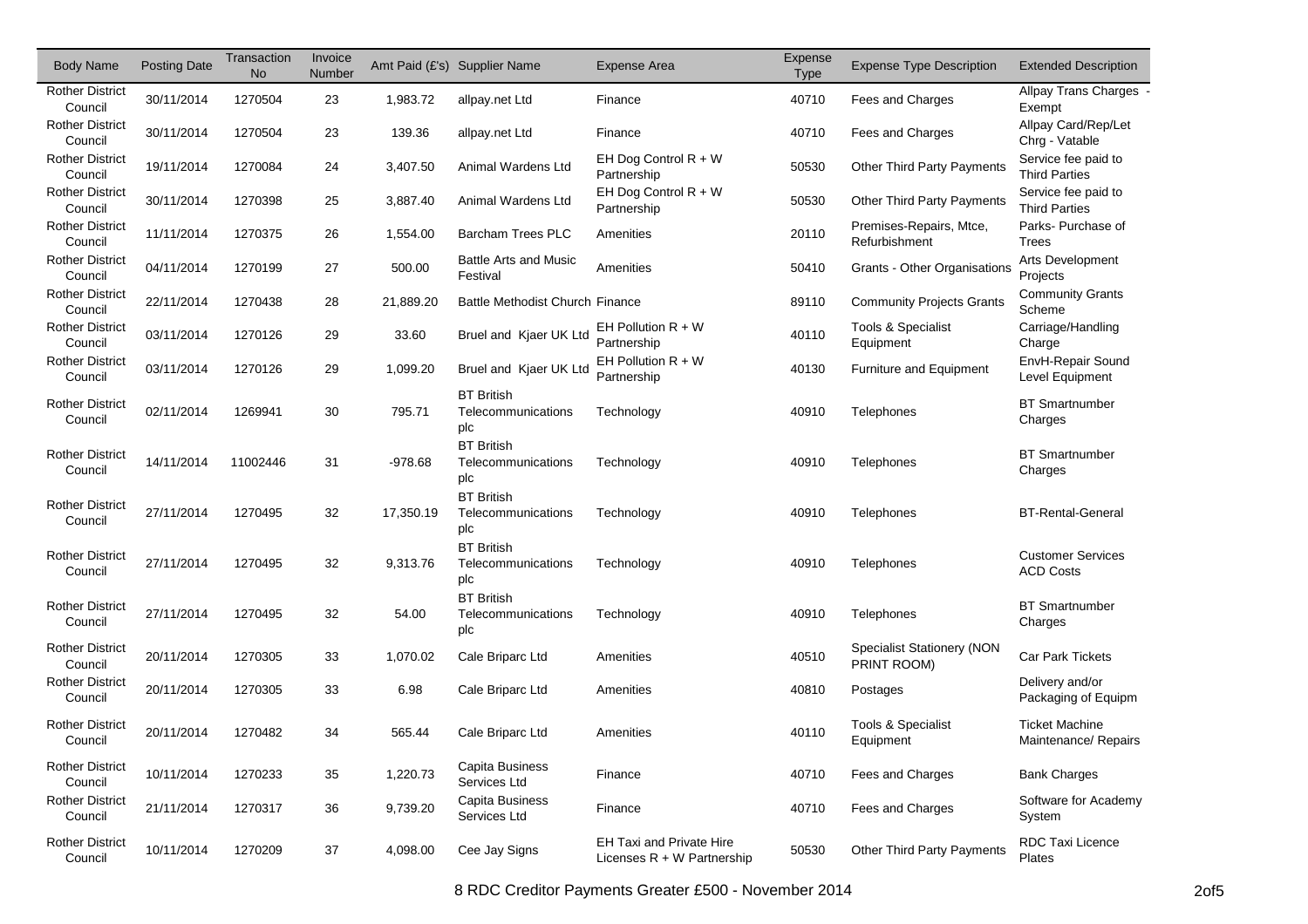| Body Name | Posting Date | Transaction No | Invoice Number | Amt Paid (£'s) | Supplier Name | Expense Area | Expense Type | Expense Type Description | Extended Description |
|---|---|---|---|---|---|---|---|---|---|
| Rother District Council | 30/11/2014 | 1270504 | 23 | 1,983.72 | allpay.net Ltd | Finance | 40710 | Fees and Charges | Allpay Trans Charges - Exempt |
| Rother District Council | 30/11/2014 | 1270504 | 23 | 139.36 | allpay.net Ltd | Finance | 40710 | Fees and Charges | Allpay Card/Rep/Let Chrg - Vatable |
| Rother District Council | 19/11/2014 | 1270084 | 24 | 3,407.50 | Animal Wardens Ltd | EH Dog Control R + W Partnership | 50530 | Other Third Party Payments | Service fee paid to Third Parties |
| Rother District Council | 30/11/2014 | 1270398 | 25 | 3,887.40 | Animal Wardens Ltd | EH Dog Control R + W Partnership | 50530 | Other Third Party Payments | Service fee paid to Third Parties |
| Rother District Council | 11/11/2014 | 1270375 | 26 | 1,554.00 | Barcham Trees PLC | Amenities | 20110 | Premises-Repairs, Mtce, Refurbishment | Parks- Purchase of Trees |
| Rother District Council | 04/11/2014 | 1270199 | 27 | 500.00 | Battle Arts and Music Festival | Amenities | 50410 | Grants - Other Organisations | Arts Development Projects |
| Rother District Council | 22/11/2014 | 1270438 | 28 | 21,889.20 | Battle Methodist Church | Finance | 89110 | Community Projects Grants | Community Grants Scheme |
| Rother District Council | 03/11/2014 | 1270126 | 29 | 33.60 | Bruel and Kjaer UK Ltd | EH Pollution R + W Partnership | 40110 | Tools & Specialist Equipment | Carriage/Handling Charge |
| Rother District Council | 03/11/2014 | 1270126 | 29 | 1,099.20 | Bruel and Kjaer UK Ltd | EH Pollution R + W Partnership | 40130 | Furniture and Equipment | EnvH-Repair Sound Level Equipment |
| Rother District Council | 02/11/2014 | 1269941 | 30 | 795.71 | BT British Telecommunications plc | Technology | 40910 | Telephones | BT Smartnumber Charges |
| Rother District Council | 14/11/2014 | 11002446 | 31 | -978.68 | BT British Telecommunications plc | Technology | 40910 | Telephones | BT Smartnumber Charges |
| Rother District Council | 27/11/2014 | 1270495 | 32 | 17,350.19 | BT British Telecommunications plc | Technology | 40910 | Telephones | BT-Rental-General |
| Rother District Council | 27/11/2014 | 1270495 | 32 | 9,313.76 | BT British Telecommunications plc | Technology | 40910 | Telephones | Customer Services ACD Costs |
| Rother District Council | 27/11/2014 | 1270495 | 32 | 54.00 | BT British Telecommunications plc | Technology | 40910 | Telephones | BT Smartnumber Charges |
| Rother District Council | 20/11/2014 | 1270305 | 33 | 1,070.02 | Cale Briparc Ltd | Amenities | 40510 | Specialist Stationery (NON PRINT ROOM) | Car Park Tickets |
| Rother District Council | 20/11/2014 | 1270305 | 33 | 6.98 | Cale Briparc Ltd | Amenities | 40810 | Postages | Delivery and/or Packaging of Equipm |
| Rother District Council | 20/11/2014 | 1270482 | 34 | 565.44 | Cale Briparc Ltd | Amenities | 40110 | Tools & Specialist Equipment | Ticket Machine Maintenance/ Repairs |
| Rother District Council | 10/11/2014 | 1270233 | 35 | 1,220.73 | Capita Business Services Ltd | Finance | 40710 | Fees and Charges | Bank Charges |
| Rother District Council | 21/11/2014 | 1270317 | 36 | 9,739.20 | Capita Business Services Ltd | Finance | 40710 | Fees and Charges | Software for Academy System |
| Rother District Council | 10/11/2014 | 1270209 | 37 | 4,098.00 | Cee Jay Signs | EH Taxi and Private Hire Licenses R + W Partnership | 50530 | Other Third Party Payments | RDC Taxi Licence Plates |

8 RDC Creditor Payments Greater £500 - November 2014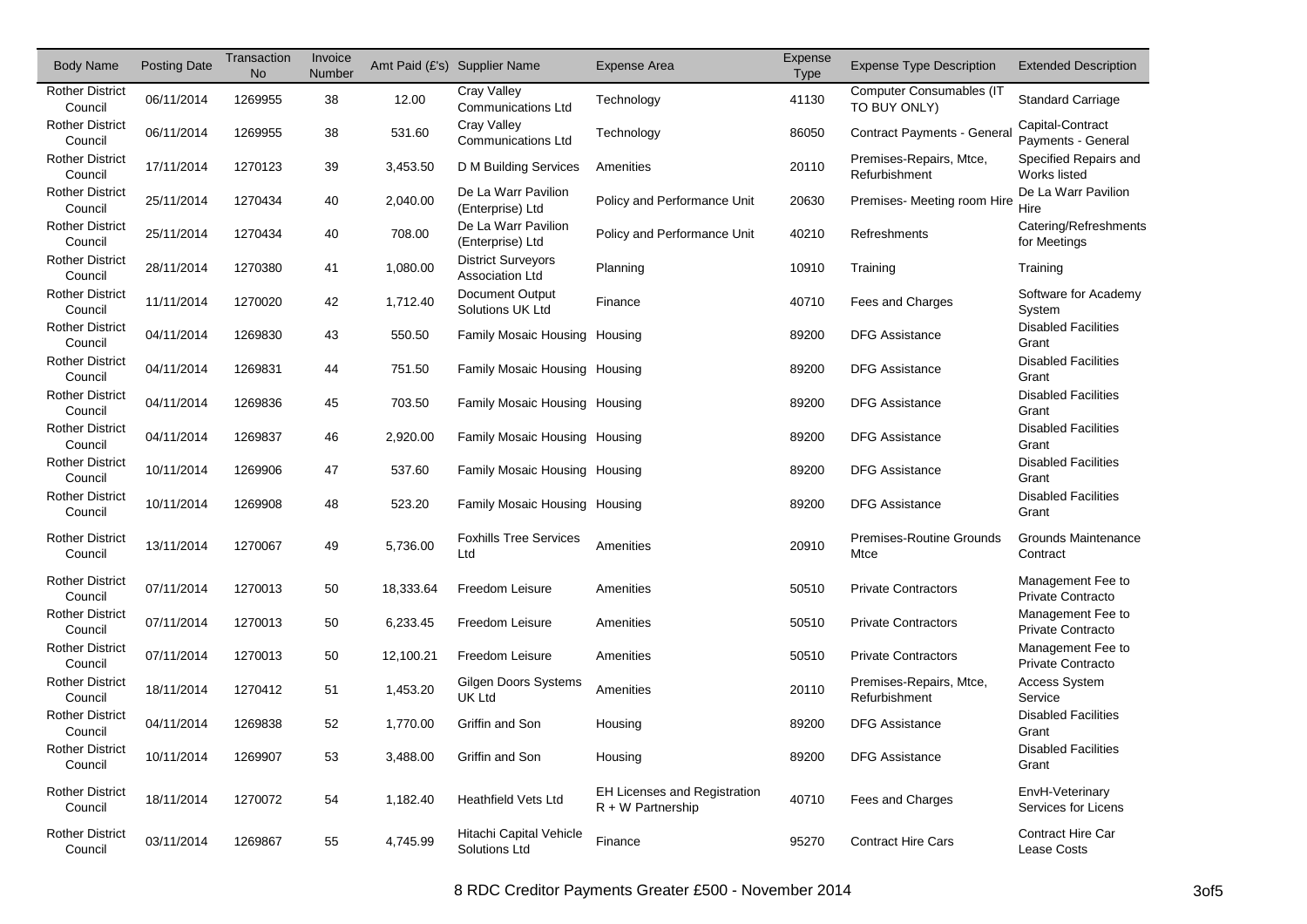| Body Name | Posting Date | Transaction No | Invoice Number | Amt Paid (£'s) | Supplier Name | Expense Area | Expense Type | Expense Type Description | Extended Description |
|---|---|---|---|---|---|---|---|---|---|
| Rother District Council | 06/11/2014 | 1269955 | 38 | 12.00 | Cray Valley Communications Ltd | Technology | 41130 | Computer Consumables (IT TO BUY ONLY) | Standard Carriage |
| Rother District Council | 06/11/2014 | 1269955 | 38 | 531.60 | Cray Valley Communications Ltd | Technology | 86050 | Contract Payments - General | Capital-Contract Payments - General |
| Rother District Council | 17/11/2014 | 1270123 | 39 | 3,453.50 | D M Building Services | Amenities | 20110 | Premises-Repairs, Mtce, Refurbishment | Specified Repairs and Works listed |
| Rother District Council | 25/11/2014 | 1270434 | 40 | 2,040.00 | De La Warr Pavilion (Enterprise) Ltd | Policy and Performance Unit | 20630 | Premises- Meeting room Hire | De La Warr Pavilion Hire |
| Rother District Council | 25/11/2014 | 1270434 | 40 | 708.00 | De La Warr Pavilion (Enterprise) Ltd | Policy and Performance Unit | 40210 | Refreshments | Catering/Refreshments for Meetings |
| Rother District Council | 28/11/2014 | 1270380 | 41 | 1,080.00 | District Surveyors Association Ltd | Planning | 10910 | Training | Training |
| Rother District Council | 11/11/2014 | 1270020 | 42 | 1,712.40 | Document Output Solutions UK Ltd | Finance | 40710 | Fees and Charges | Software for Academy System |
| Rother District Council | 04/11/2014 | 1269830 | 43 | 550.50 | Family Mosaic Housing | Housing | 89200 | DFG Assistance | Disabled Facilities Grant |
| Rother District Council | 04/11/2014 | 1269831 | 44 | 751.50 | Family Mosaic Housing | Housing | 89200 | DFG Assistance | Disabled Facilities Grant |
| Rother District Council | 04/11/2014 | 1269836 | 45 | 703.50 | Family Mosaic Housing | Housing | 89200 | DFG Assistance | Disabled Facilities Grant |
| Rother District Council | 04/11/2014 | 1269837 | 46 | 2,920.00 | Family Mosaic Housing | Housing | 89200 | DFG Assistance | Disabled Facilities Grant |
| Rother District Council | 10/11/2014 | 1269906 | 47 | 537.60 | Family Mosaic Housing | Housing | 89200 | DFG Assistance | Disabled Facilities Grant |
| Rother District Council | 10/11/2014 | 1269908 | 48 | 523.20 | Family Mosaic Housing | Housing | 89200 | DFG Assistance | Disabled Facilities Grant |
| Rother District Council | 13/11/2014 | 1270067 | 49 | 5,736.00 | Foxhills Tree Services Ltd | Amenities | 20910 | Premises-Routine Grounds Mtce | Grounds Maintenance Contract |
| Rother District Council | 07/11/2014 | 1270013 | 50 | 18,333.64 | Freedom Leisure | Amenities | 50510 | Private Contractors | Management Fee to Private Contracto |
| Rother District Council | 07/11/2014 | 1270013 | 50 | 6,233.45 | Freedom Leisure | Amenities | 50510 | Private Contractors | Management Fee to Private Contracto |
| Rother District Council | 07/11/2014 | 1270013 | 50 | 12,100.21 | Freedom Leisure | Amenities | 50510 | Private Contractors | Management Fee to Private Contracto |
| Rother District Council | 18/11/2014 | 1270412 | 51 | 1,453.20 | Gilgen Doors Systems UK Ltd | Amenities | 20110 | Premises-Repairs, Mtce, Refurbishment | Access System Service |
| Rother District Council | 04/11/2014 | 1269838 | 52 | 1,770.00 | Griffin and Son | Housing | 89200 | DFG Assistance | Disabled Facilities Grant |
| Rother District Council | 10/11/2014 | 1269907 | 53 | 3,488.00 | Griffin and Son | Housing | 89200 | DFG Assistance | Disabled Facilities Grant |
| Rother District Council | 18/11/2014 | 1270072 | 54 | 1,182.40 | Heathfield Vets Ltd | EH Licenses and Registration R + W Partnership | 40710 | Fees and Charges | EnvH-Veterinary Services for Licens |
| Rother District Council | 03/11/2014 | 1269867 | 55 | 4,745.99 | Hitachi Capital Vehicle Solutions Ltd | Finance | 95270 | Contract Hire Cars | Contract Hire Car Lease Costs |

8 RDC Creditor Payments Greater £500 - November 2014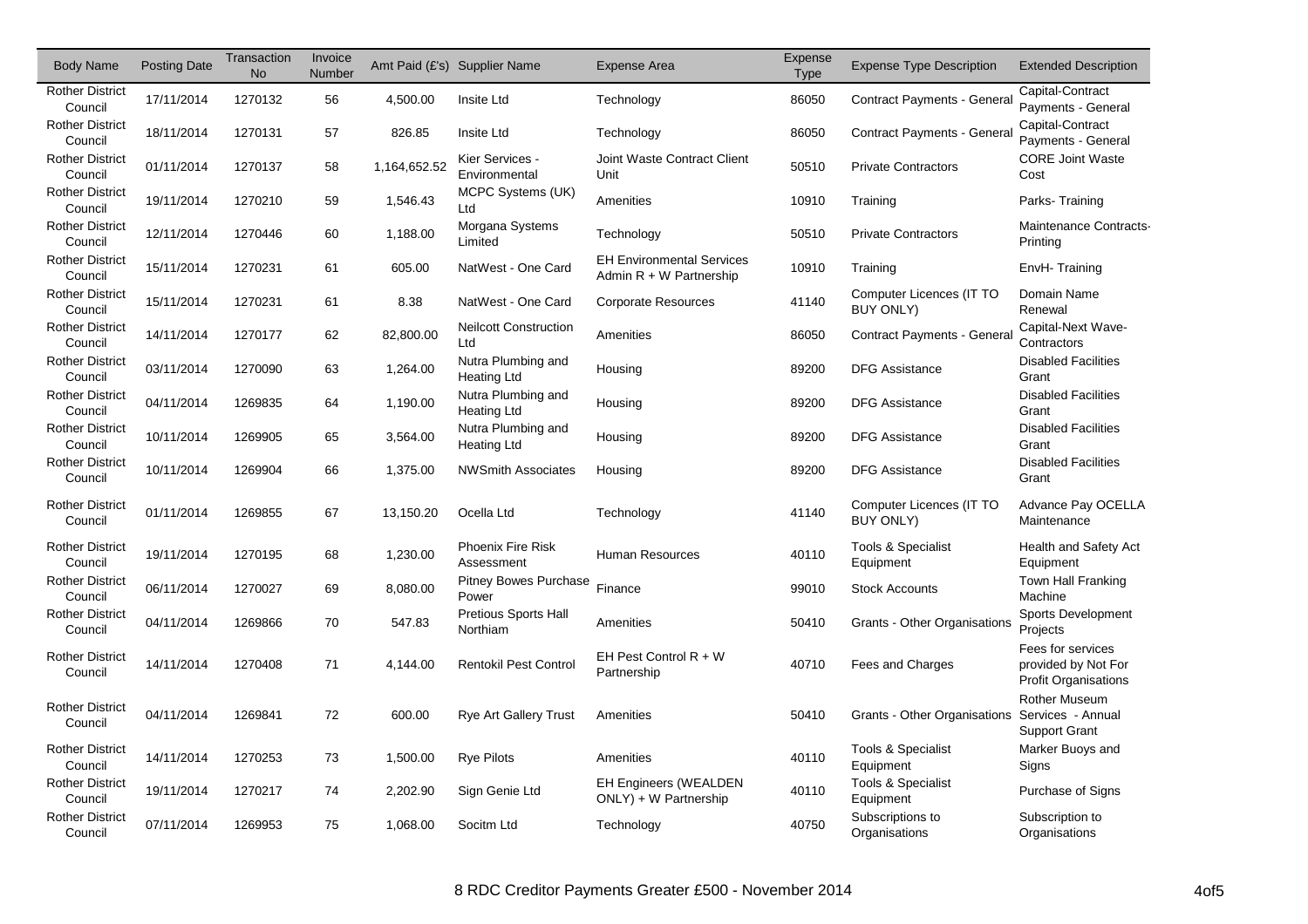| Body Name | Posting Date | Transaction No | Invoice Number | Amt Paid (£'s) | Supplier Name | Expense Area | Expense Type | Expense Type Description | Extended Description |
|---|---|---|---|---|---|---|---|---|---|
| Rother District Council | 17/11/2014 | 1270132 | 56 | 4,500.00 | Insite Ltd | Technology | 86050 | Contract Payments - General | Capital-Contract Payments - General |
| Rother District Council | 18/11/2014 | 1270131 | 57 | 826.85 | Insite Ltd | Technology | 86050 | Contract Payments - General | Capital-Contract Payments - General |
| Rother District Council | 01/11/2014 | 1270137 | 58 | 1,164,652.52 | Kier Services - Environmental | Joint Waste Contract Client Unit | 50510 | Private Contractors | CORE Joint Waste Cost |
| Rother District Council | 19/11/2014 | 1270210 | 59 | 1,546.43 | MCPC Systems (UK) Ltd | Amenities | 10910 | Training | Parks- Training |
| Rother District Council | 12/11/2014 | 1270446 | 60 | 1,188.00 | Morgana Systems Limited | Technology | 50510 | Private Contractors | Maintenance Contracts- Printing |
| Rother District Council | 15/11/2014 | 1270231 | 61 | 605.00 | NatWest - One Card | EH Environmental Services Admin R + W Partnership | 10910 | Training | EnvH- Training |
| Rother District Council | 15/11/2014 | 1270231 | 61 | 8.38 | NatWest - One Card | Corporate Resources | 41140 | Computer Licences (IT TO BUY ONLY) | Domain Name Renewal |
| Rother District Council | 14/11/2014 | 1270177 | 62 | 82,800.00 | Neilcott Construction Ltd | Amenities | 86050 | Contract Payments - General | Capital-Next Wave- Contractors |
| Rother District Council | 03/11/2014 | 1270090 | 63 | 1,264.00 | Nutra Plumbing and Heating Ltd | Housing | 89200 | DFG Assistance | Disabled Facilities Grant |
| Rother District Council | 04/11/2014 | 1269835 | 64 | 1,190.00 | Nutra Plumbing and Heating Ltd | Housing | 89200 | DFG Assistance | Disabled Facilities Grant |
| Rother District Council | 10/11/2014 | 1269905 | 65 | 3,564.00 | Nutra Plumbing and Heating Ltd | Housing | 89200 | DFG Assistance | Disabled Facilities Grant |
| Rother District Council | 10/11/2014 | 1269904 | 66 | 1,375.00 | NWSmith Associates | Housing | 89200 | DFG Assistance | Disabled Facilities Grant |
| Rother District Council | 01/11/2014 | 1269855 | 67 | 13,150.20 | Ocella Ltd | Technology | 41140 | Computer Licences (IT TO BUY ONLY) | Advance Pay OCELLA Maintenance |
| Rother District Council | 19/11/2014 | 1270195 | 68 | 1,230.00 | Phoenix Fire Risk Assessment | Human Resources | 40110 | Tools & Specialist Equipment | Health and Safety Act Equipment |
| Rother District Council | 06/11/2014 | 1270027 | 69 | 8,080.00 | Pitney Bowes Purchase Power | Finance | 99010 | Stock Accounts | Town Hall Franking Machine |
| Rother District Council | 04/11/2014 | 1269866 | 70 | 547.83 | Pretious Sports Hall Northiam | Amenities | 50410 | Grants - Other Organisations | Sports Development Projects |
| Rother District Council | 14/11/2014 | 1270408 | 71 | 4,144.00 | Rentokil Pest Control | EH Pest Control R + W Partnership | 40710 | Fees and Charges | Fees for services provided by Not For Profit Organisations |
| Rother District Council | 04/11/2014 | 1269841 | 72 | 600.00 | Rye Art Gallery Trust | Amenities | 50410 | Grants - Other Organisations | Rother Museum Services - Annual Support Grant |
| Rother District Council | 14/11/2014 | 1270253 | 73 | 1,500.00 | Rye Pilots | Amenities | 40110 | Tools & Specialist Equipment | Marker Buoys and Signs |
| Rother District Council | 19/11/2014 | 1270217 | 74 | 2,202.90 | Sign Genie Ltd | EH Engineers (WEALDEN ONLY) + W Partnership | 40110 | Tools & Specialist Equipment | Purchase of Signs |
| Rother District Council | 07/11/2014 | 1269953 | 75 | 1,068.00 | Socitm Ltd | Technology | 40750 | Subscriptions to Organisations | Subscription to Organisations |

8 RDC Creditor Payments Greater £500 - November 2014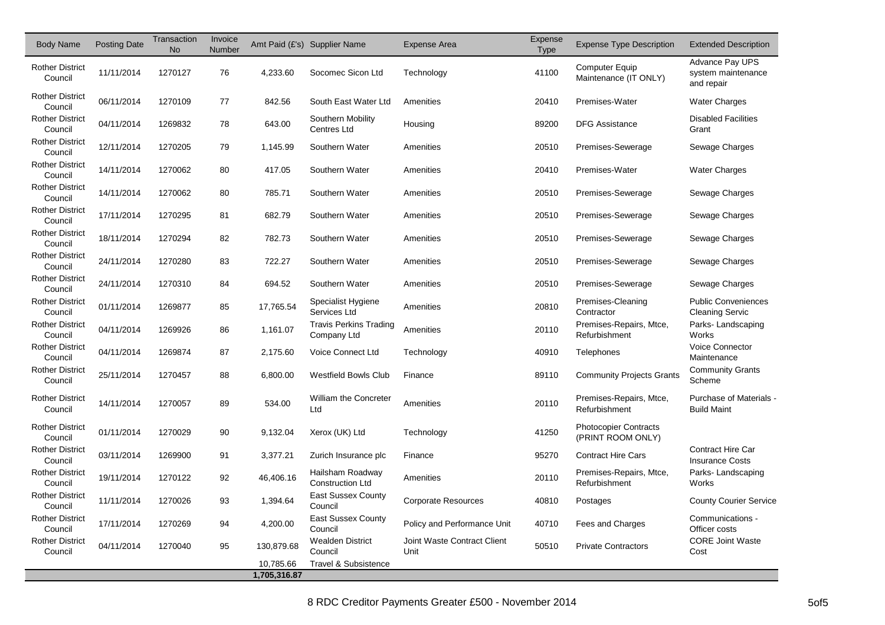| Body Name | Posting Date | Transaction No | Invoice Number | Amt Paid (£'s) | Supplier Name | Expense Area | Expense Type | Expense Type Description | Extended Description |
|---|---|---|---|---|---|---|---|---|---|
| Rother District Council | 11/11/2014 | 1270127 | 76 | 4,233.60 | Socomec Sicon Ltd | Technology | 41100 | Computer Equip Maintenance (IT ONLY) | Advance Pay UPS system maintenance and repair |
| Rother District Council | 06/11/2014 | 1270109 | 77 | 842.56 | South East Water Ltd | Amenities | 20410 | Premises-Water | Water Charges |
| Rother District Council | 04/11/2014 | 1269832 | 78 | 643.00 | Southern Mobility Centres Ltd | Housing | 89200 | DFG Assistance | Disabled Facilities Grant |
| Rother District Council | 12/11/2014 | 1270205 | 79 | 1,145.99 | Southern Water | Amenities | 20510 | Premises-Sewerage | Sewage Charges |
| Rother District Council | 14/11/2014 | 1270062 | 80 | 417.05 | Southern Water | Amenities | 20410 | Premises-Water | Water Charges |
| Rother District Council | 14/11/2014 | 1270062 | 80 | 785.71 | Southern Water | Amenities | 20510 | Premises-Sewerage | Sewage Charges |
| Rother District Council | 17/11/2014 | 1270295 | 81 | 682.79 | Southern Water | Amenities | 20510 | Premises-Sewerage | Sewage Charges |
| Rother District Council | 18/11/2014 | 1270294 | 82 | 782.73 | Southern Water | Amenities | 20510 | Premises-Sewerage | Sewage Charges |
| Rother District Council | 24/11/2014 | 1270280 | 83 | 722.27 | Southern Water | Amenities | 20510 | Premises-Sewerage | Sewage Charges |
| Rother District Council | 24/11/2014 | 1270310 | 84 | 694.52 | Southern Water | Amenities | 20510 | Premises-Sewerage | Sewage Charges |
| Rother District Council | 01/11/2014 | 1269877 | 85 | 17,765.54 | Specialist Hygiene Services Ltd | Amenities | 20810 | Premises-Cleaning Contractor | Public Conveniences Cleaning Servic |
| Rother District Council | 04/11/2014 | 1269926 | 86 | 1,161.07 | Travis Perkins Trading Company Ltd | Amenities | 20110 | Premises-Repairs, Mtce, Refurbishment | Parks- Landscaping Works |
| Rother District Council | 04/11/2014 | 1269874 | 87 | 2,175.60 | Voice Connect Ltd | Technology | 40910 | Telephones | Voice Connector Maintenance |
| Rother District Council | 25/11/2014 | 1270457 | 88 | 6,800.00 | Westfield Bowls Club | Finance | 89110 | Community Projects Grants | Community Grants Scheme |
| Rother District Council | 14/11/2014 | 1270057 | 89 | 534.00 | William the Concreter Ltd | Amenities | 20110 | Premises-Repairs, Mtce, Refurbishment | Purchase of Materials - Build Maint |
| Rother District Council | 01/11/2014 | 1270029 | 90 | 9,132.04 | Xerox (UK) Ltd | Technology | 41250 | Photocopier Contracts (PRINT ROOM ONLY) | |
| Rother District Council | 03/11/2014 | 1269900 | 91 | 3,377.21 | Zurich Insurance plc | Finance | 95270 | Contract Hire Cars | Contract Hire Car Insurance Costs |
| Rother District Council | 19/11/2014 | 1270122 | 92 | 46,406.16 | Hailsham Roadway Construction Ltd | Amenities | 20110 | Premises-Repairs, Mtce, Refurbishment | Parks- Landscaping Works |
| Rother District Council | 11/11/2014 | 1270026 | 93 | 1,394.64 | East Sussex County Council | Corporate Resources | 40810 | Postages | County Courier Service |
| Rother District Council | 17/11/2014 | 1270269 | 94 | 4,200.00 | East Sussex County Council | Policy and Performance Unit | 40710 | Fees and Charges | Communications - Officer costs |
| Rother District Council | 04/11/2014 | 1270040 | 95 | 130,879.68 | Wealden District Council | Joint Waste Contract Client Unit | 50510 | Private Contractors | CORE Joint Waste Cost |
| | | | | 10,785.66 | Travel & Subsistence | | | | |
| | | | | **1,705,316.87** | | | | | |

8 RDC Creditor Payments Greater £500 - November 2014